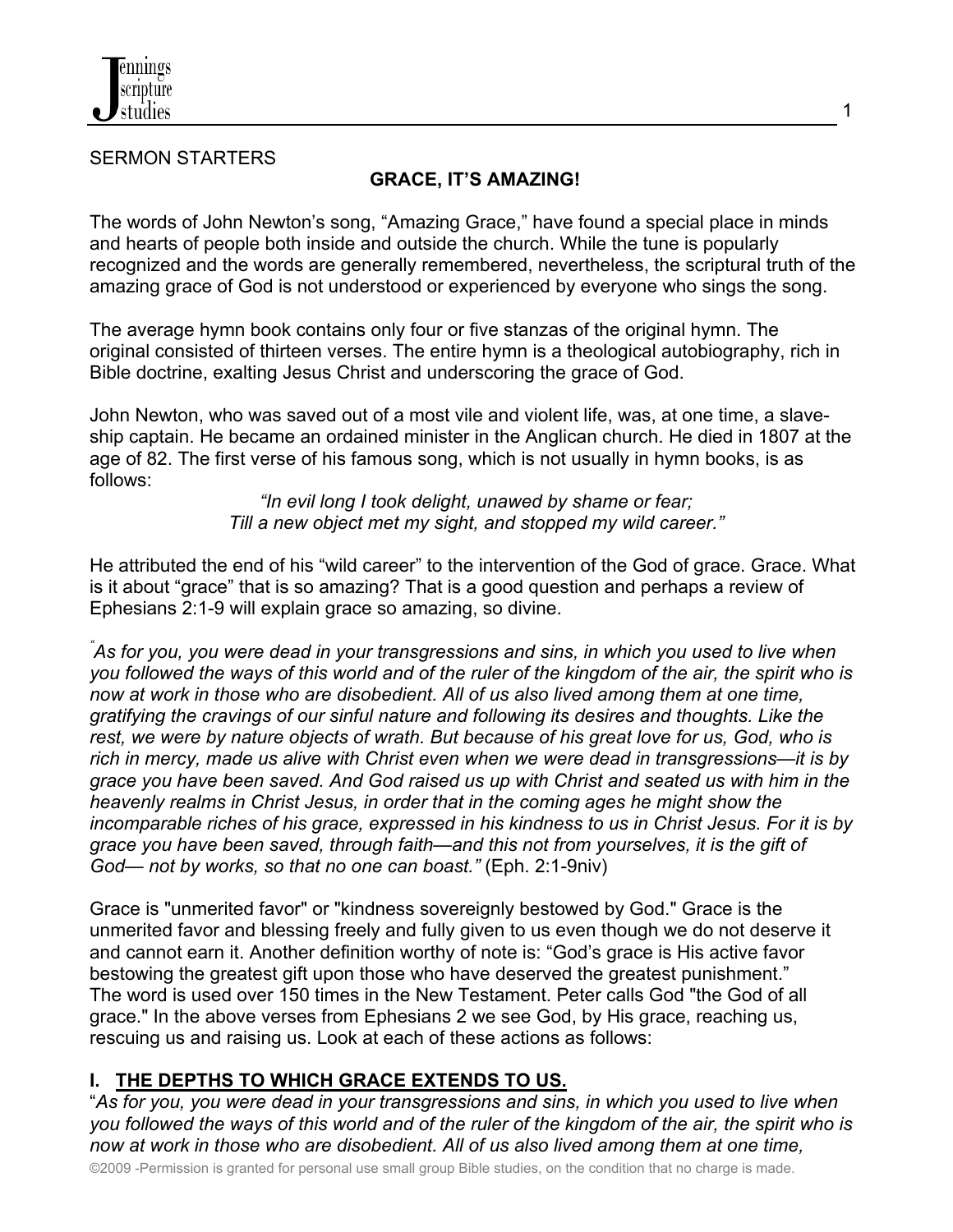SERMON STARTERS

## GRACE, IT'S AMAZING!

The words of John Newton's song, "Amazing Grace," have found a special place in minds and hearts of people both inside and outside the church. While the tune is popularly recognized and the words are generally remembered, nevertheless, the scriptural truth of the amazing grace of God is not understood or experienced by everyone who sings the song.

The average hymn book contains only four or five stanzas of the original hymn. The original consisted of thirteen verses. The entire hymn is a theological autobiography, rich in Bible doctrine, exalting Jesus Christ and underscoring the grace of God.

John Newton, who was saved out of a most vile and violent life, was, at one time, a slave-ship captain. He became an ordained minister in the Anglican church. He died in 1807 at the age of 82. The first verse of his famous song, which is not usually in hymn books, is as follows:

*"In evil long I took delight, unawed by shame or fear;*
*Till a new object met my sight, and stopped my wild career."*

He attributed the end of his "wild career" to the intervention of the God of grace. Grace. What is it about "grace" that is so amazing? That is a good question and perhaps a review of Ephesians 2:1-9 will explain grace so amazing, so divine.

*"As for you, you were dead in your transgressions and sins, in which you used to live when you followed the ways of this world and of the ruler of the kingdom of the air, the spirit who is now at work in those who are disobedient. All of us also lived among them at one time, gratifying the cravings of our sinful nature and following its desires and thoughts. Like the rest, we were by nature objects of wrath. But because of his great love for us, God, who is rich in mercy, made us alive with Christ even when we were dead in transgressions—it is by grace you have been saved. And God raised us up with Christ and seated us with him in the heavenly realms in Christ Jesus, in order that in the coming ages he might show the incomparable riches of his grace, expressed in his kindness to us in Christ Jesus. For it is by grace you have been saved, through faith—and this not from yourselves, it is the gift of God— not by works, so that no one can boast."* (Eph. 2:1-9niv)

Grace is "unmerited favor" or "kindness sovereignly bestowed by God." Grace is the unmerited favor and blessing freely and fully given to us even though we do not deserve it and cannot earn it. Another definition worthy of note is: "God's grace is His active favor bestowing the greatest gift upon those who have deserved the greatest punishment." The word is used over 150 times in the New Testament. Peter calls God "the God of all grace." In the above verses from Ephesians 2 we see God, by His grace, reaching us, rescuing us and raising us. Look at each of these actions as follows:

### I. THE DEPTHS TO WHICH GRACE EXTENDS TO US.

"*As for you, you were dead in your transgressions and sins, in which you used to live when you followed the ways of this world and of the ruler of the kingdom of the air, the spirit who is now at work in those who are disobedient. All of us also lived among them at one time,*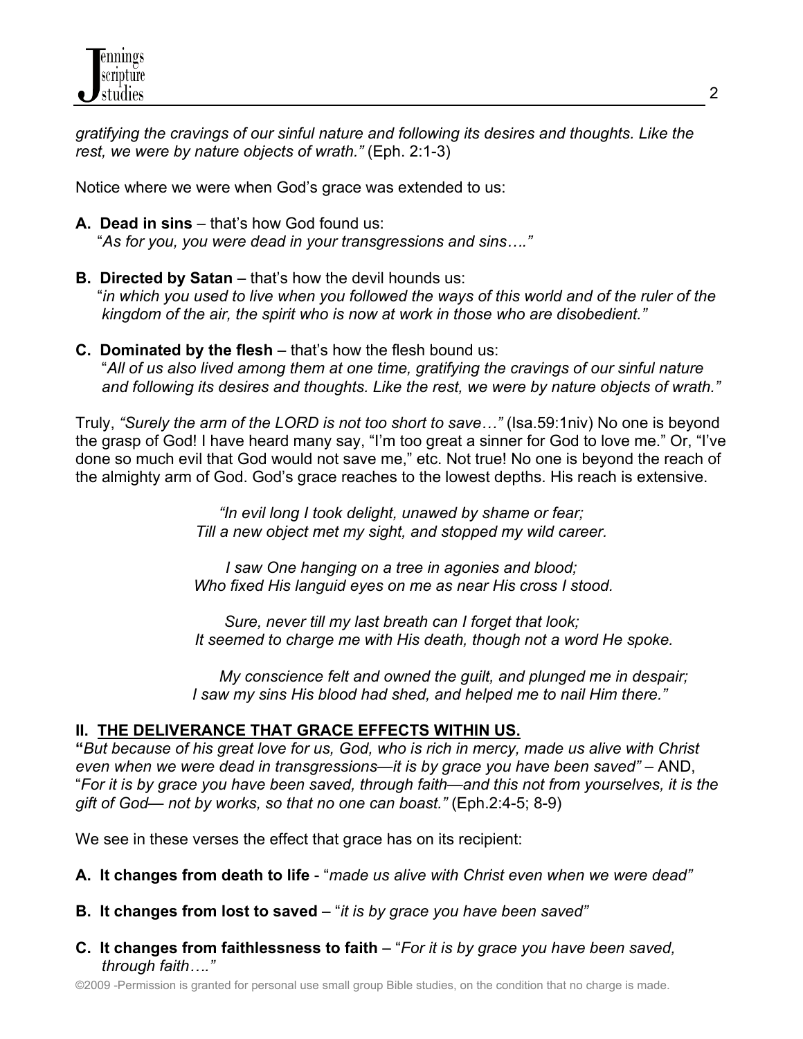*gratifying the cravings of our sinful nature and following its desires and thoughts. Like the rest, we were by nature objects of wrath."* (Eph. 2:1-3)

Notice where we were when God's grace was extended to us:

**A. Dead in sins** – that's how God found us:
"*As for you, you were dead in your transgressions and sins…."*

**B. Directed by Satan** – that's how the devil hounds us:
"*in which you used to live when you followed the ways of this world and of the ruler of the kingdom of the air, the spirit who is now at work in those who are disobedient."*

**C. Dominated by the flesh** – that's how the flesh bound us:
"*All of us also lived among them at one time, gratifying the cravings of our sinful nature and following its desires and thoughts. Like the rest, we were by nature objects of wrath."*

Truly, *"Surely the arm of the LORD is not too short to save…"* (Isa.59:1niv) No one is beyond the grasp of God! I have heard many say, "I'm too great a sinner for God to love me." Or, "I've done so much evil that God would not save me," etc. Not true! No one is beyond the reach of the almighty arm of God. God's grace reaches to the lowest depths. His reach is extensive.

*"In evil long I took delight, unawed by shame or fear;*
*Till a new object met my sight, and stopped my wild career.*

*I saw One hanging on a tree in agonies and blood;*
*Who fixed His languid eyes on me as near His cross I stood.*

*Sure, never till my last breath can I forget that look;*
*It seemed to charge me with His death, though not a word He spoke.*

*My conscience felt and owned the guilt, and plunged me in despair;*
*I saw my sins His blood had shed, and helped me to nail Him there."*

## II. THE DELIVERANCE THAT GRACE EFFECTS WITHIN US.

**"***But because of his great love for us, God, who is rich in mercy, made us alive with Christ even when we were dead in transgressions—it is by grace you have been saved"* – AND, "*For it is by grace you have been saved, through faith—and this not from yourselves, it is the gift of God— not by works, so that no one can boast."* (Eph.2:4-5; 8-9)

We see in these verses the effect that grace has on its recipient:

**A. It changes from death to life** - "*made us alive with Christ even when we were dead"*

**B. It changes from lost to saved** – "*it is by grace you have been saved"*

**C. It changes from faithlessness to faith** – "*For it is by grace you have been saved, through faith…."*

©2009 -Permission is granted for personal use small group Bible studies, on the condition that no charge is made.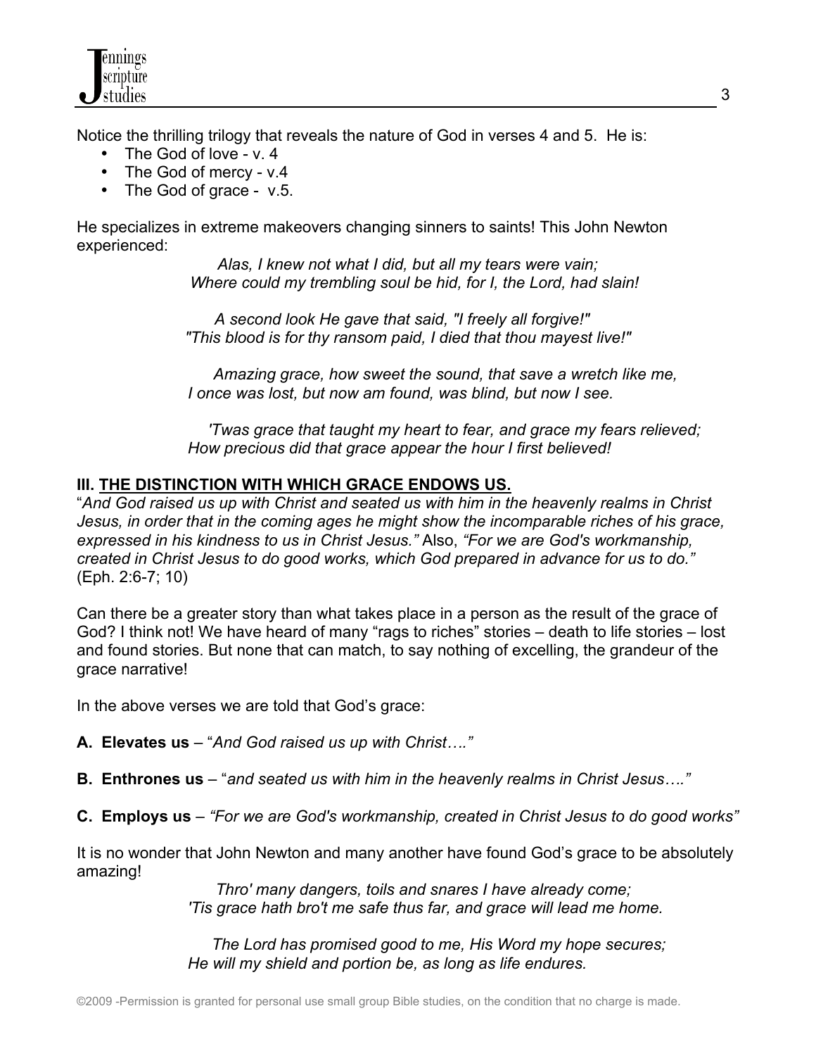Notice the thrilling trilogy that reveals the nature of God in verses 4 and 5. He is:

- The God of love - v. 4
- The God of mercy - v.4
- The God of grace - v.5.

He specializes in extreme makeovers changing sinners to saints! This John Newton experienced:

> *Alas, I knew not what I did, but all my tears were vain;*
> *Where could my trembling soul be hid, for I, the Lord, had slain!*
>
> *A second look He gave that said, "I freely all forgive!"*
> *"This blood is for thy ransom paid, I died that thou mayest live!"*
>
> *Amazing grace, how sweet the sound, that save a wretch like me,*
> *I once was lost, but now am found, was blind, but now I see.*
>
> *'Twas grace that taught my heart to fear, and grace my fears relieved;*
> *How precious did that grace appear the hour I first believed!*

## III. THE DISTINCTION WITH WHICH GRACE ENDOWS US.

"*And God raised us up with Christ and seated us with him in the heavenly realms in Christ Jesus, in order that in the coming ages he might show the incomparable riches of his grace, expressed in his kindness to us in Christ Jesus.*" Also, *"For we are God's workmanship, created in Christ Jesus to do good works, which God prepared in advance for us to do."* (Eph. 2:6-7; 10)

Can there be a greater story than what takes place in a person as the result of the grace of God? I think not! We have heard of many "rags to riches" stories – death to life stories – lost and found stories. But none that can match, to say nothing of excelling, the grandeur of the grace narrative!

In the above verses we are told that God's grace:

**A. Elevates us** – "*And God raised us up with Christ…."*

**B. Enthrones us** – "*and seated us with him in the heavenly realms in Christ Jesus…."*

**C. Employs us** – *"For we are God's workmanship, created in Christ Jesus to do good works"*

It is no wonder that John Newton and many another have found God's grace to be absolutely amazing!

> *Thro' many dangers, toils and snares I have already come;*
> *'Tis grace hath bro't me safe thus far, and grace will lead me home.*
>
> *The Lord has promised good to me, His Word my hope secures;*
> *He will my shield and portion be, as long as life endures.*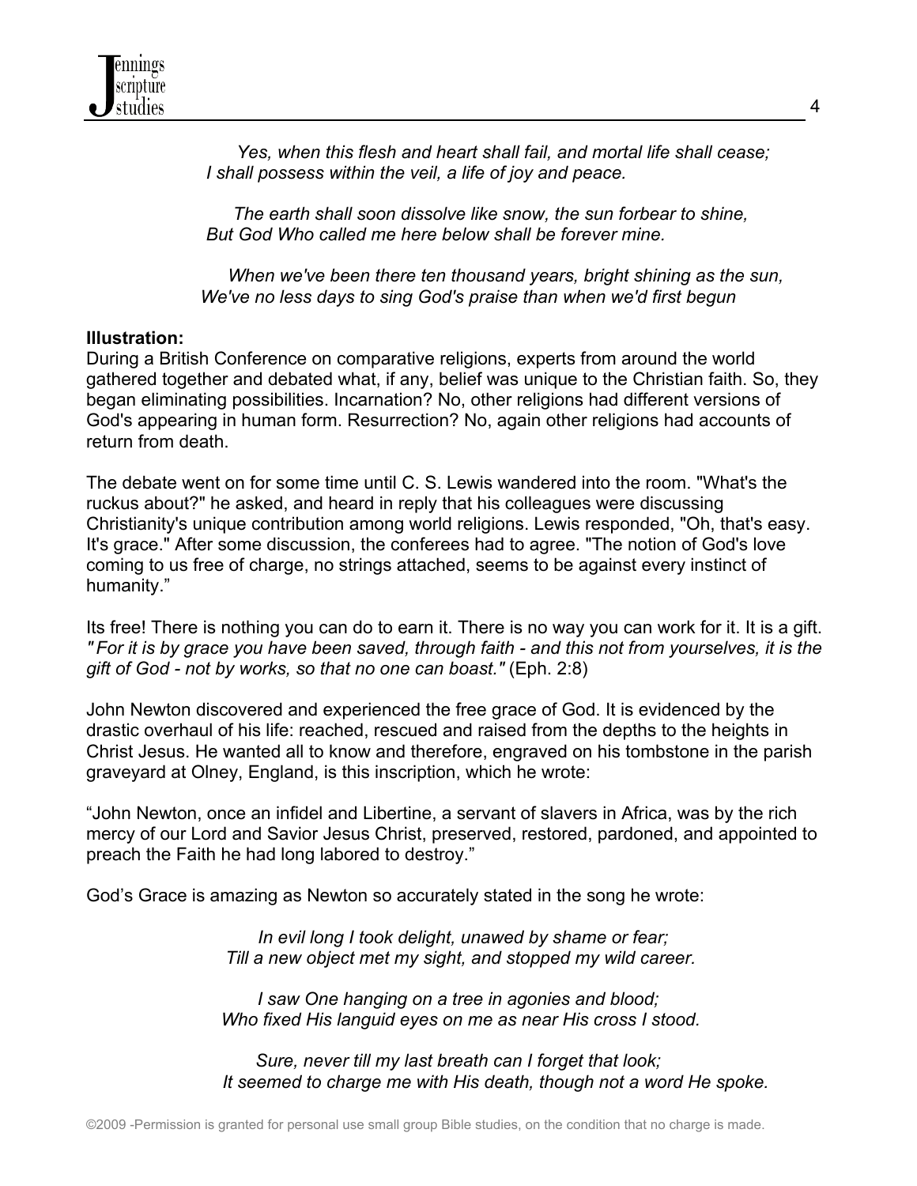*Yes, when this flesh and heart shall fail, and mortal life shall cease;*
*I shall possess within the veil, a life of joy and peace.*

*The earth shall soon dissolve like snow, the sun forbear to shine,*
*But God Who called me here below shall be forever mine.*

*When we've been there ten thousand years, bright shining as the sun,*
*We've no less days to sing God's praise than when we'd first begun*

**Illustration:**
During a British Conference on comparative religions, experts from around the world gathered together and debated what, if any, belief was unique to the Christian faith. So, they began eliminating possibilities. Incarnation? No, other religions had different versions of God's appearing in human form. Resurrection? No, again other religions had accounts of return from death.

The debate went on for some time until C. S. Lewis wandered into the room. "What's the ruckus about?" he asked, and heard in reply that his colleagues were discussing Christianity's unique contribution among world religions. Lewis responded, "Oh, that's easy. It's grace." After some discussion, the conferees had to agree. "The notion of God's love coming to us free of charge, no strings attached, seems to be against every instinct of humanity."

Its free! There is nothing you can do to earn it. There is no way you can work for it. It is a gift. *" For it is by grace you have been saved, through faith - and this not from yourselves, it is the gift of God - not by works, so that no one can boast."* (Eph. 2:8)

John Newton discovered and experienced the free grace of God. It is evidenced by the drastic overhaul of his life: reached, rescued and raised from the depths to the heights in Christ Jesus. He wanted all to know and therefore, engraved on his tombstone in the parish graveyard at Olney, England, is this inscription, which he wrote:

"John Newton, once an infidel and Libertine, a servant of slavers in Africa, was by the rich mercy of our Lord and Savior Jesus Christ, preserved, restored, pardoned, and appointed to preach the Faith he had long labored to destroy."

God's Grace is amazing as Newton so accurately stated in the song he wrote:

*In evil long I took delight, unawed by shame or fear;*
*Till a new object met my sight, and stopped my wild career.*

*I saw One hanging on a tree in agonies and blood;*
*Who fixed His languid eyes on me as near His cross I stood.*

*Sure, never till my last breath can I forget that look;*
*It seemed to charge me with His death, though not a word He spoke.*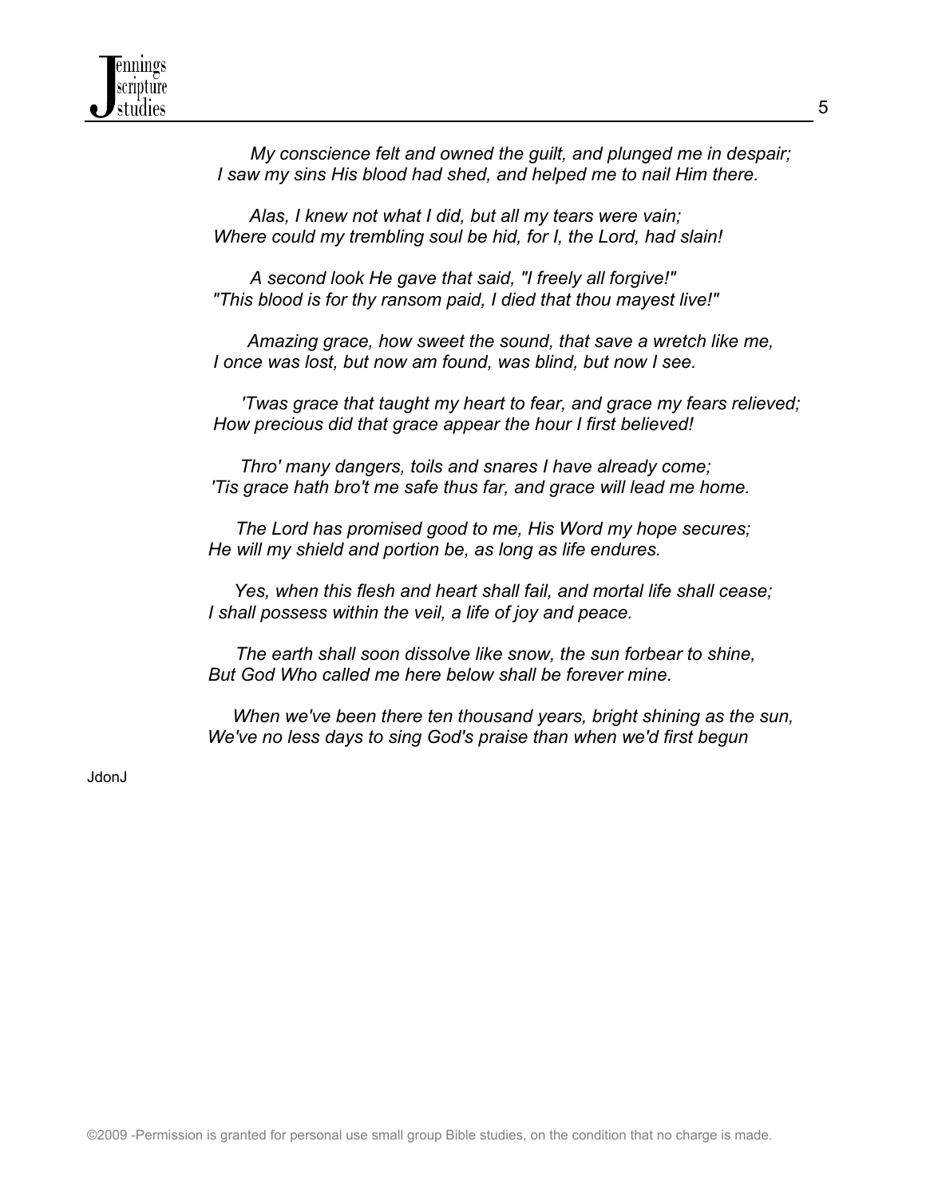*My conscience felt and owned the guilt, and plunged me in despair;*
*I saw my sins His blood had shed, and helped me to nail Him there.*

*Alas, I knew not what I did, but all my tears were vain;*
*Where could my trembling soul be hid, for I, the Lord, had slain!*

*A second look He gave that said, "I freely all forgive!"*
*"This blood is for thy ransom paid, I died that thou mayest live!"*

*Amazing grace, how sweet the sound, that save a wretch like me,*
*I once was lost, but now am found, was blind, but now I see.*

*'Twas grace that taught my heart to fear, and grace my fears relieved;*
*How precious did that grace appear the hour I first believed!*

*Thro' many dangers, toils and snares I have already come;*
*'Tis grace hath bro't me safe thus far, and grace will lead me home.*

*The Lord has promised good to me, His Word my hope secures;*
*He will my shield and portion be, as long as life endures.*

*Yes, when this flesh and heart shall fail, and mortal life shall cease;*
*I shall possess within the veil, a life of joy and peace.*

*The earth shall soon dissolve like snow, the sun forbear to shine,*
*But God Who called me here below shall be forever mine.*

*When we've been there ten thousand years, bright shining as the sun,*
*We've no less days to sing God's praise than when we'd first begun*

JdonJ

©2009 -Permission is granted for personal use small group Bible studies, on the condition that no charge is made.